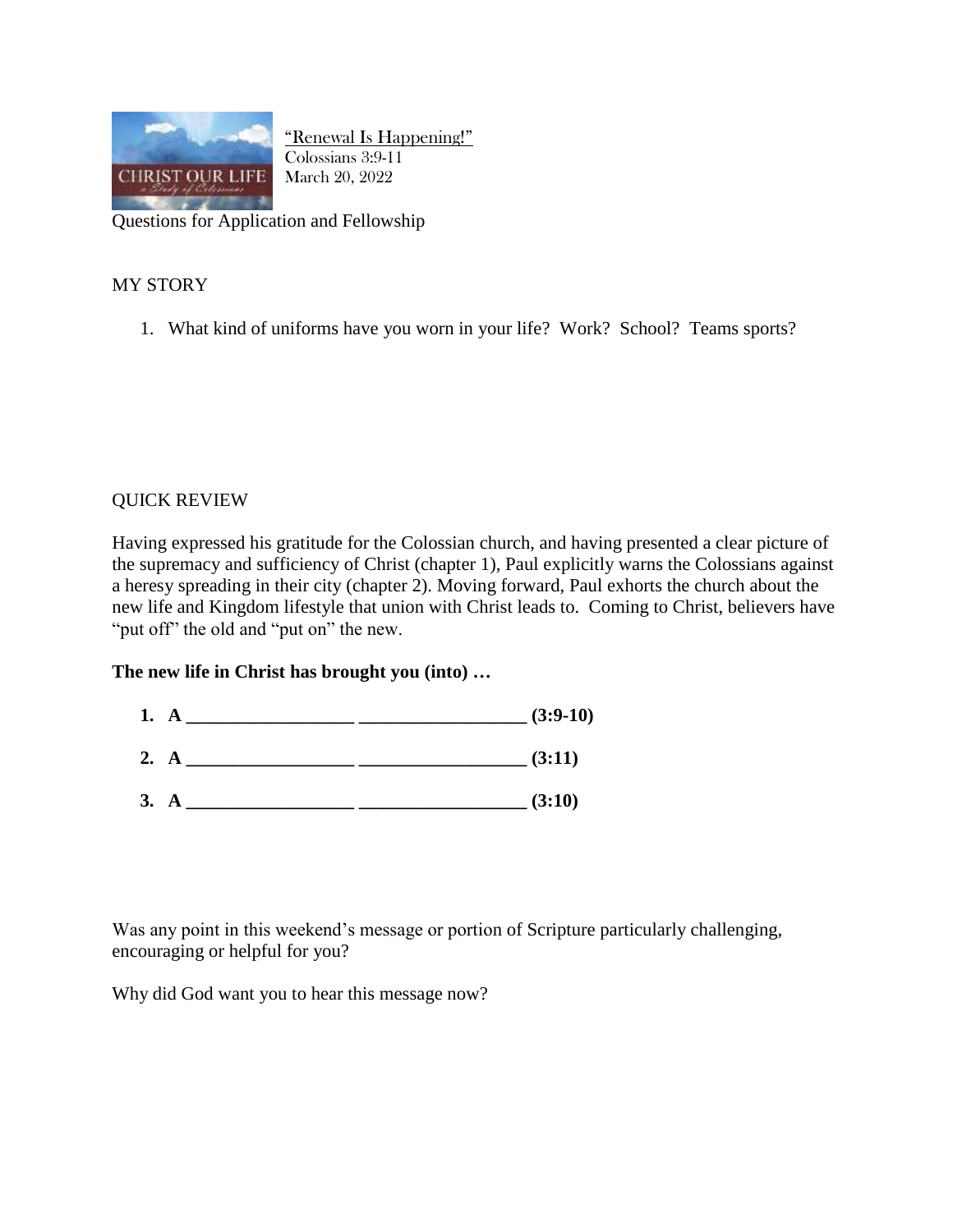"Renewal Is Happening!"
Colossians 3:9-11
March 20, 2022

Questions for Application and Fellowship

## MY STORY

1. What kind of uniforms have you worn in your life? Work? School? Teams sports?

## QUICK REVIEW

Having expressed his gratitude for the Colossian church, and having presented a clear picture of the supremacy and sufficiency of Christ (chapter 1), Paul explicitly warns the Colossians against a heresy spreading in their city (chapter 2). Moving forward, Paul exhorts the church about the new life and Kingdom lifestyle that union with Christ leads to. Coming to Christ, believers have "put off" the old and "put on" the new.

**The new life in Christ has brought you (into) …**

1. **A __________________ __________________ (3:9-10)**
2. **A __________________ __________________ (3:11)**
3. **A __________________ __________________ (3:10)**

Was any point in this weekend's message or portion of Scripture particularly challenging, encouraging or helpful for you?

Why did God want you to hear this message now?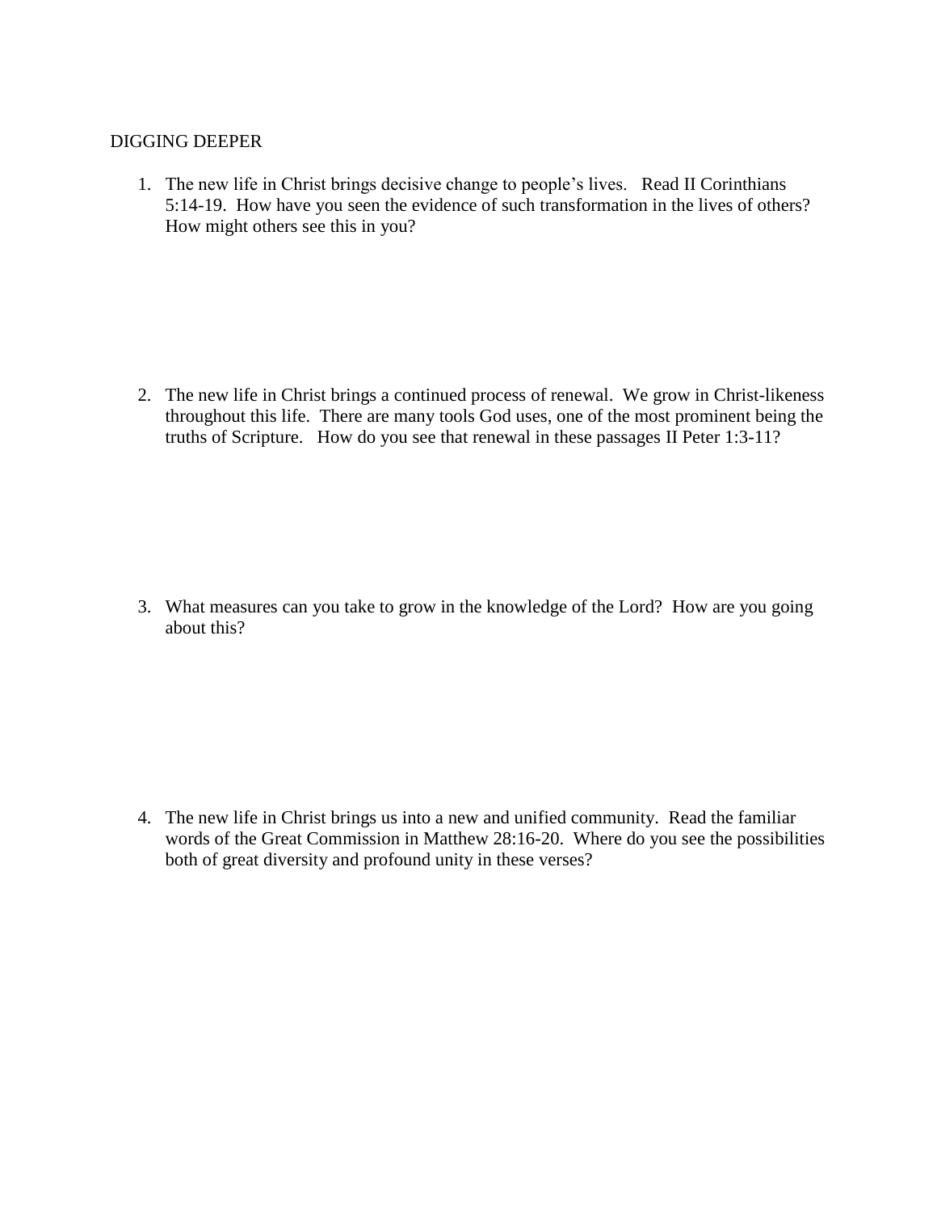DIGGING DEEPER

1. The new life in Christ brings decisive change to people's lives. Read II Corinthians 5:14-19. How have you seen the evidence of such transformation in the lives of others? How might others see this in you?

2. The new life in Christ brings a continued process of renewal. We grow in Christ-likeness throughout this life. There are many tools God uses, one of the most prominent being the truths of Scripture. How do you see that renewal in these passages II Peter 1:3-11?

3. What measures can you take to grow in the knowledge of the Lord? How are you going about this?

4. The new life in Christ brings us into a new and unified community. Read the familiar words of the Great Commission in Matthew 28:16-20. Where do you see the possibilities both of great diversity and profound unity in these verses?